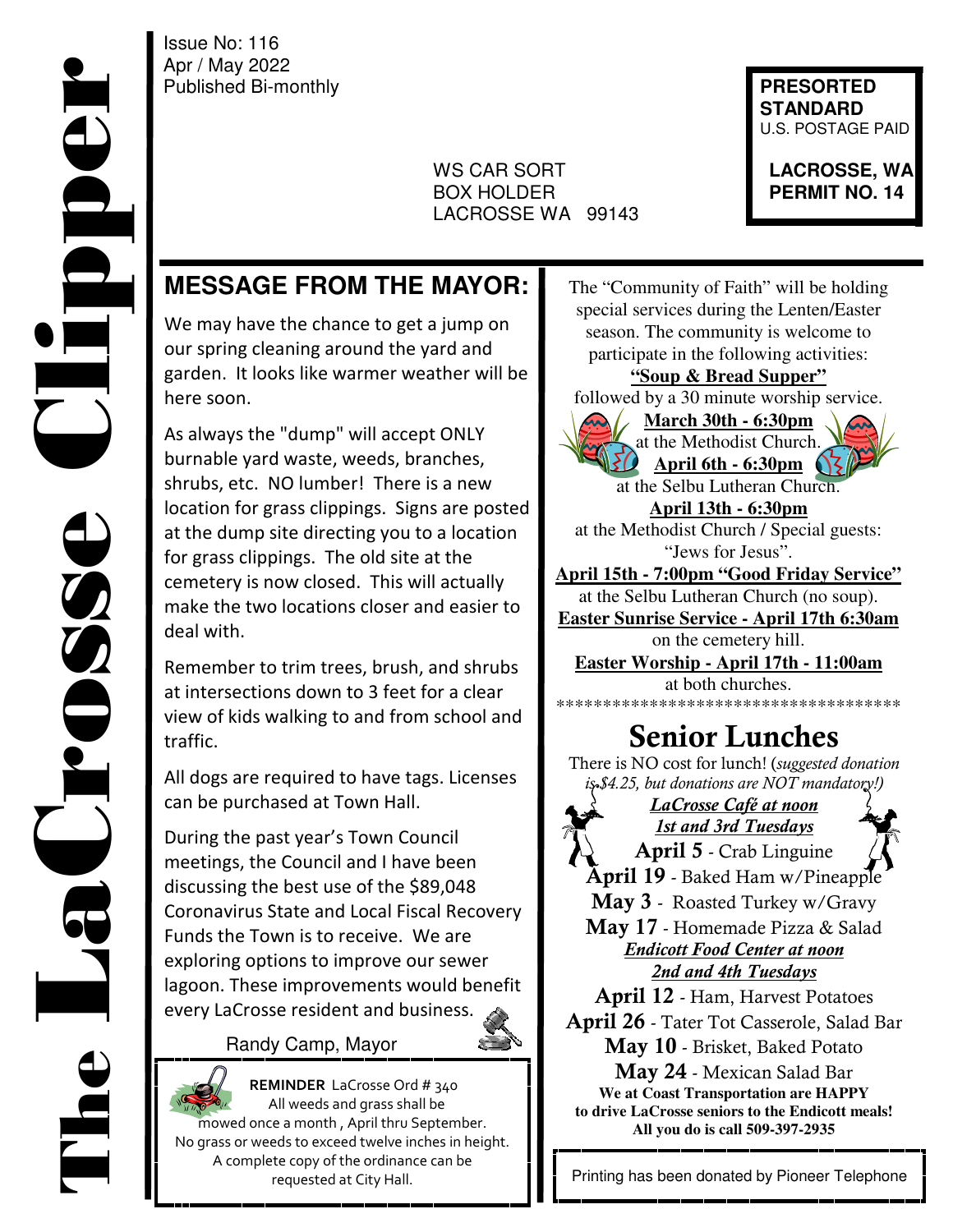# The LaCrosse Clipper

Issue No: 116
Apr / May 2022
Published Bi-monthly

WS CAR SORT
BOX HOLDER
LACROSSE WA 99143

**PRESORTED STANDARD**
U.S. POSTAGE PAID

**LACROSSE, WA**
**PERMIT NO. 14**

## MESSAGE FROM THE MAYOR:

We may have the chance to get a jump on our spring cleaning around the yard and garden. It looks like warmer weather will be here soon.

As always the "dump" will accept ONLY burnable yard waste, weeds, branches, shrubs, etc. NO lumber! There is a new location for grass clippings. Signs are posted at the dump site directing you to a location for grass clippings. The old site at the cemetery is now closed. This will actually make the two locations closer and easier to deal with.

Remember to trim trees, brush, and shrubs at intersections down to 3 feet for a clear view of kids walking to and from school and traffic.

All dogs are required to have tags. Licenses can be purchased at Town Hall.

During the past year's Town Council meetings, the Council and I have been discussing the best use of the $89,048 Coronavirus State and Local Fiscal Recovery Funds the Town is to receive. We are exploring options to improve our sewer lagoon. These improvements would benefit every LaCrosse resident and business.

Randy Camp, Mayor

**REMINDER** LaCrosse Ord # 340
All weeds and grass shall be mowed once a month, April thru September.
No grass or weeds to exceed twelve inches in height.
A complete copy of the ordinance can be requested at City Hall.

The "Community of Faith" will be holding special services during the Lenten/Easter season. The community is welcome to participate in the following activities:

**"Soup & Bread Supper"**
followed by a 30 minute worship service.

**March 30th - 6:30pm**
at the Methodist Church.

**April 6th - 6:30pm**
at the Selbu Lutheran Church.

**April 13th - 6:30pm**
at the Methodist Church / Special guests: "Jews for Jesus".

**April 15th - 7:00pm "Good Friday Service"**
at the Selbu Lutheran Church (no soup).

**Easter Sunrise Service - April 17th 6:30am**
on the cemetery hill.

**Easter Worship - April 17th - 11:00am**
at both churches.

**************************************

## Senior Lunches

There is NO cost for lunch! (*suggested donation is $4.25, but donations are NOT mandatory!)*

***LaCrosse Café at noon***
***1st and 3rd Tuesdays***

**April 5** - Crab Linguine
**April 19** - Baked Ham w/Pineapple
**May 3** - Roasted Turkey w/Gravy
**May 17** - Homemade Pizza & Salad

***Endicott Food Center at noon***
***2nd and 4th Tuesdays***

**April 12** - Ham, Harvest Potatoes
**April 26** - Tater Tot Casserole, Salad Bar
**May 10** - Brisket, Baked Potato
**May 24** - Mexican Salad Bar

**We at Coast Transportation are HAPPY to drive LaCrosse seniors to the Endicott meals! All you do is call 509-397-2935**

Printing has been donated by Pioneer Telephone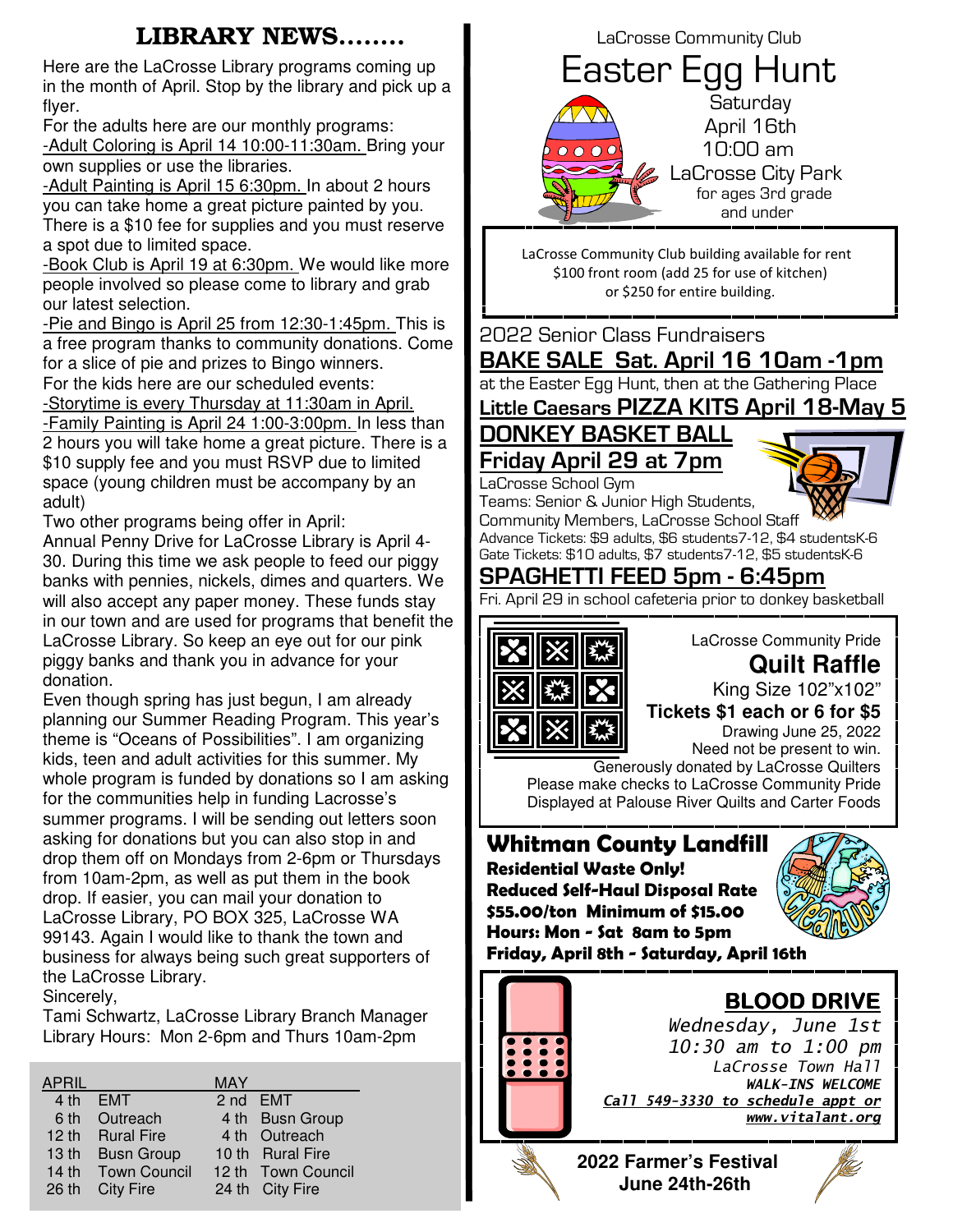## LIBRARY NEWS........

Here are the LaCrosse Library programs coming up in the month of April. Stop by the library and pick up a flyer.

For the adults here are our monthly programs:

-Adult Coloring is April 14 10:00-11:30am. Bring your own supplies or use the libraries.

-Adult Painting is April 15 6:30pm. In about 2 hours you can take home a great picture painted by you. There is a $10 fee for supplies and you must reserve a spot due to limited space.

-Book Club is April 19 at 6:30pm. We would like more people involved so please come to library and grab our latest selection.

-Pie and Bingo is April 25 from 12:30-1:45pm. This is a free program thanks to community donations. Come for a slice of pie and prizes to Bingo winners.

For the kids here are our scheduled events:

-Storytime is every Thursday at 11:30am in April.

-Family Painting is April 24 1:00-3:00pm. In less than 2 hours you will take home a great picture. There is a $10 supply fee and you must RSVP due to limited space (young children must be accompany by an adult)

Two other programs being offer in April:

Annual Penny Drive for LaCrosse Library is April 4-30. During this time we ask people to feed our piggy banks with pennies, nickels, dimes and quarters. We will also accept any paper money. These funds stay in our town and are used for programs that benefit the LaCrosse Library. So keep an eye out for our pink piggy banks and thank you in advance for your donation.

Even though spring has just begun, I am already planning our Summer Reading Program. This year's theme is "Oceans of Possibilities". I am organizing kids, teen and adult activities for this summer. My whole program is funded by donations so I am asking for the communities help in funding Lacrosse's summer programs. I will be sending out letters soon asking for donations but you can also stop in and drop them off on Mondays from 2-6pm or Thursdays from 10am-2pm, as well as put them in the book drop. If easier, you can mail your donation to LaCrosse Library, PO BOX 325, LaCrosse WA 99143. Again I would like to thank the town and business for always being such great supporters of the LaCrosse Library.

Sincerely,

Tami Schwartz, LaCrosse Library Branch Manager
Library Hours: Mon 2-6pm and Thurs 10am-2pm

| APRIL | | MAY | |
|---|---|---|---|
| 4 th | EMT | 2 nd | EMT |
| 6 th | Outreach | 4 th | Busn Group |
| 12 th | Rural Fire | 4 th | Outreach |
| 13 th | Busn Group | 10 th | Rural Fire |
| 14 th | Town Council | 12 th | Town Council |
| 26 th | City Fire | 24 th | City Fire |

LaCrosse Community Club

## Easter Egg Hunt

Saturday
April 16th
10:00 am
LaCrosse City Park
for ages 3rd grade and under

LaCrosse Community Club building available for rent
$100 front room (add 25 for use of kitchen)
or $250 for entire building.

2022 Senior Class Fundraisers

**BAKE SALE Sat. April 16 10am -1pm**

at the Easter Egg Hunt, then at the Gathering Place

**Little Caesars PIZZA KITS April 18-May 5**

**DONKEY BASKET BALL**
**Friday April 29 at 7pm**

LaCrosse School Gym
Teams: Senior & Junior High Students, Community Members, LaCrosse School Staff
Advance Tickets: $9 adults, $6 students7-12, $4 studentsK-6
Gate Tickets: $10 adults, $7 students7-12, $5 studentsK-6

**SPAGHETTI FEED 5pm - 6:45pm**

Fri. April 29 in school cafeteria prior to donkey basketball

LaCrosse Community Pride

**Quilt Raffle**

King Size 102"x102"
**Tickets $1 each or 6 for $5**
Drawing June 25, 2022
Need not be present to win.
Generously donated by LaCrosse Quilters
Please make checks to LaCrosse Community Pride
Displayed at Palouse River Quilts and Carter Foods

**Whitman County Landfill**
**Residential Waste Only!**
**Reduced Self-Haul Disposal Rate**
**$55.00/ton Minimum of $15.00**
**Hours: Mon - Sat 8am to 5pm**
**Friday, April 8th - Saturday, April 16th**

**BLOOD DRIVE**

*Wednesday, June 1st*
*10:30 am to 1:00 pm*
*LaCrosse Town Hall*
***WALK-INS WELCOME***
***Call 549-3330 to schedule appt or www.vitalant.org***

**2022 Farmer's Festival**
**June 24th-26th**